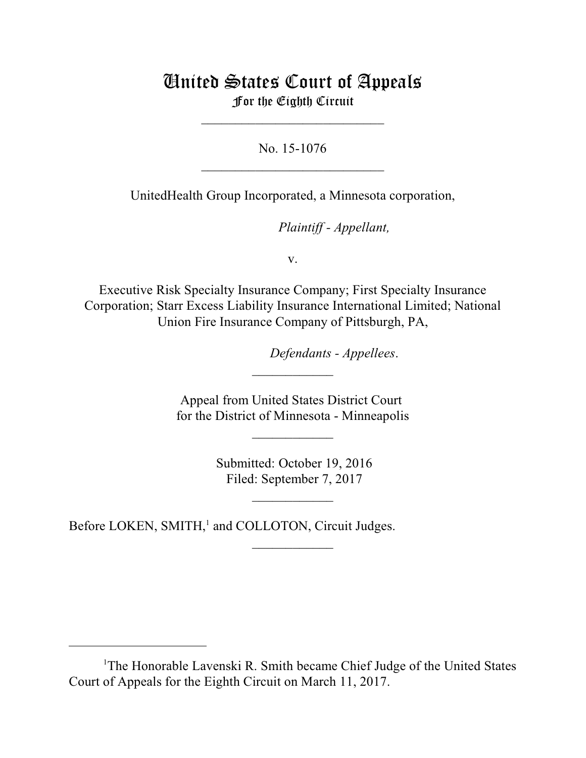# United States Court of Appeals
## For the Eighth Circuit

___________________________

No. 15-1076

___________________________

UnitedHealth Group Incorporated, a Minnesota corporation,

*Plaintiff - Appellant,*

v.

Executive Risk Specialty Insurance Company; First Specialty Insurance Corporation; Starr Excess Liability Insurance International Limited; National Union Fire Insurance Company of Pittsburgh, PA,

*Defendants - Appellees.*

____________

Appeal from United States District Court
for the District of Minnesota - Minneapolis

____________

Submitted: October 19, 2016
Filed: September 7, 2017

____________

Before LOKEN, SMITH,[1] and COLLOTON, Circuit Judges.

____________

[1]The Honorable Lavenski R. Smith became Chief Judge of the United States Court of Appeals for the Eighth Circuit on March 11, 2017.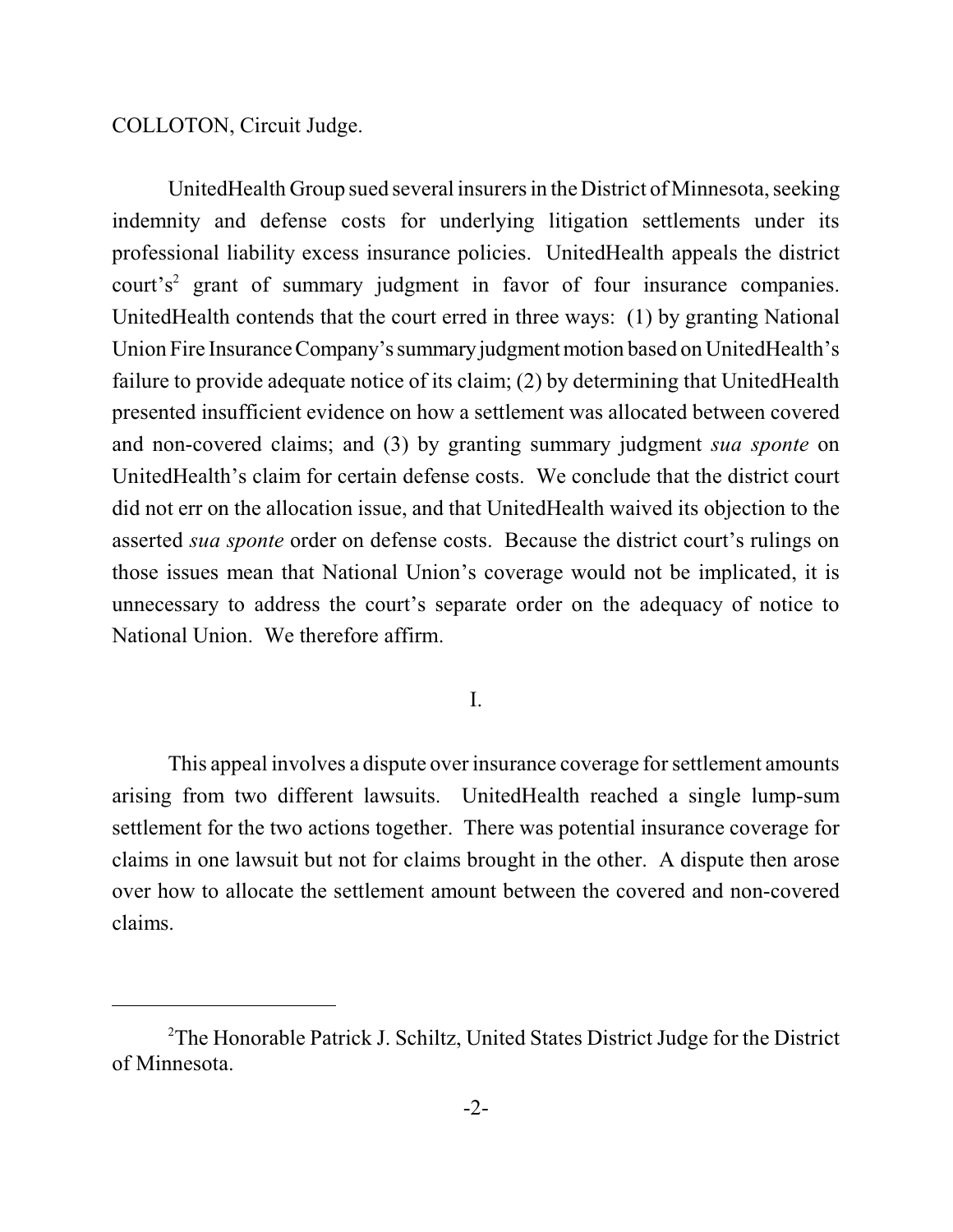COLLOTON, Circuit Judge.

UnitedHealth Group sued several insurers in the District of Minnesota, seeking indemnity and defense costs for underlying litigation settlements under its professional liability excess insurance policies. UnitedHealth appeals the district court's[2] grant of summary judgment in favor of four insurance companies. UnitedHealth contends that the court erred in three ways: (1) by granting National Union Fire Insurance Company's summary judgment motion based on UnitedHealth's failure to provide adequate notice of its claim; (2) by determining that UnitedHealth presented insufficient evidence on how a settlement was allocated between covered and non-covered claims; and (3) by granting summary judgment *sua sponte* on UnitedHealth's claim for certain defense costs. We conclude that the district court did not err on the allocation issue, and that UnitedHealth waived its objection to the asserted *sua sponte* order on defense costs. Because the district court's rulings on those issues mean that National Union's coverage would not be implicated, it is unnecessary to address the court's separate order on the adequacy of notice to National Union. We therefore affirm.

I.

This appeal involves a dispute over insurance coverage for settlement amounts arising from two different lawsuits. UnitedHealth reached a single lump-sum settlement for the two actions together. There was potential insurance coverage for claims in one lawsuit but not for claims brought in the other. A dispute then arose over how to allocate the settlement amount between the covered and non-covered claims.

---

[2] The Honorable Patrick J. Schiltz, United States District Judge for the District of Minnesota.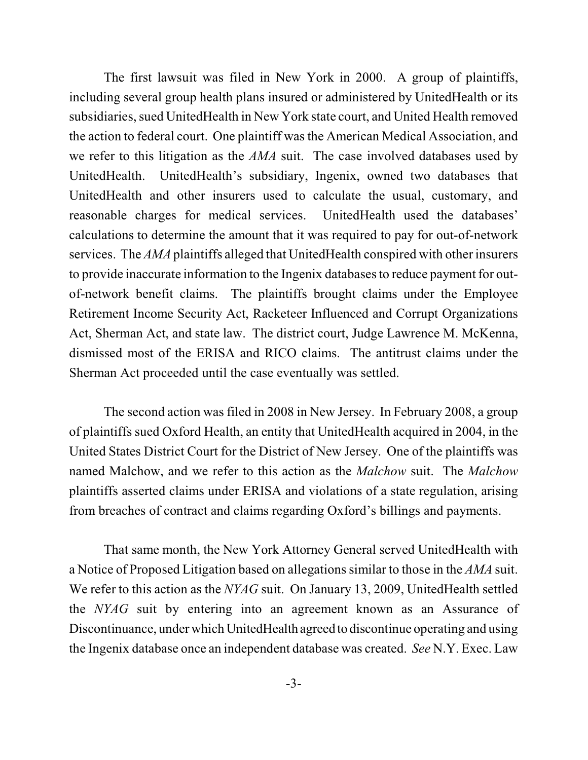The first lawsuit was filed in New York in 2000. A group of plaintiffs, including several group health plans insured or administered by UnitedHealth or its subsidiaries, sued UnitedHealth in New York state court, and United Health removed the action to federal court. One plaintiff was the American Medical Association, and we refer to this litigation as the *AMA* suit. The case involved databases used by UnitedHealth. UnitedHealth's subsidiary, Ingenix, owned two databases that UnitedHealth and other insurers used to calculate the usual, customary, and reasonable charges for medical services. UnitedHealth used the databases' calculations to determine the amount that it was required to pay for out-of-network services. The *AMA* plaintiffs alleged that UnitedHealth conspired with other insurers to provide inaccurate information to the Ingenix databases to reduce payment for out-of-network benefit claims. The plaintiffs brought claims under the Employee Retirement Income Security Act, Racketeer Influenced and Corrupt Organizations Act, Sherman Act, and state law. The district court, Judge Lawrence M. McKenna, dismissed most of the ERISA and RICO claims. The antitrust claims under the Sherman Act proceeded until the case eventually was settled.

The second action was filed in 2008 in New Jersey. In February 2008, a group of plaintiffs sued Oxford Health, an entity that UnitedHealth acquired in 2004, in the United States District Court for the District of New Jersey. One of the plaintiffs was named Malchow, and we refer to this action as the *Malchow* suit. The *Malchow* plaintiffs asserted claims under ERISA and violations of a state regulation, arising from breaches of contract and claims regarding Oxford's billings and payments.

That same month, the New York Attorney General served UnitedHealth with a Notice of Proposed Litigation based on allegations similar to those in the *AMA* suit. We refer to this action as the *NYAG* suit. On January 13, 2009, UnitedHealth settled the *NYAG* suit by entering into an agreement known as an Assurance of Discontinuance, under which UnitedHealth agreed to discontinue operating and using the Ingenix database once an independent database was created. *See* N.Y. Exec. Law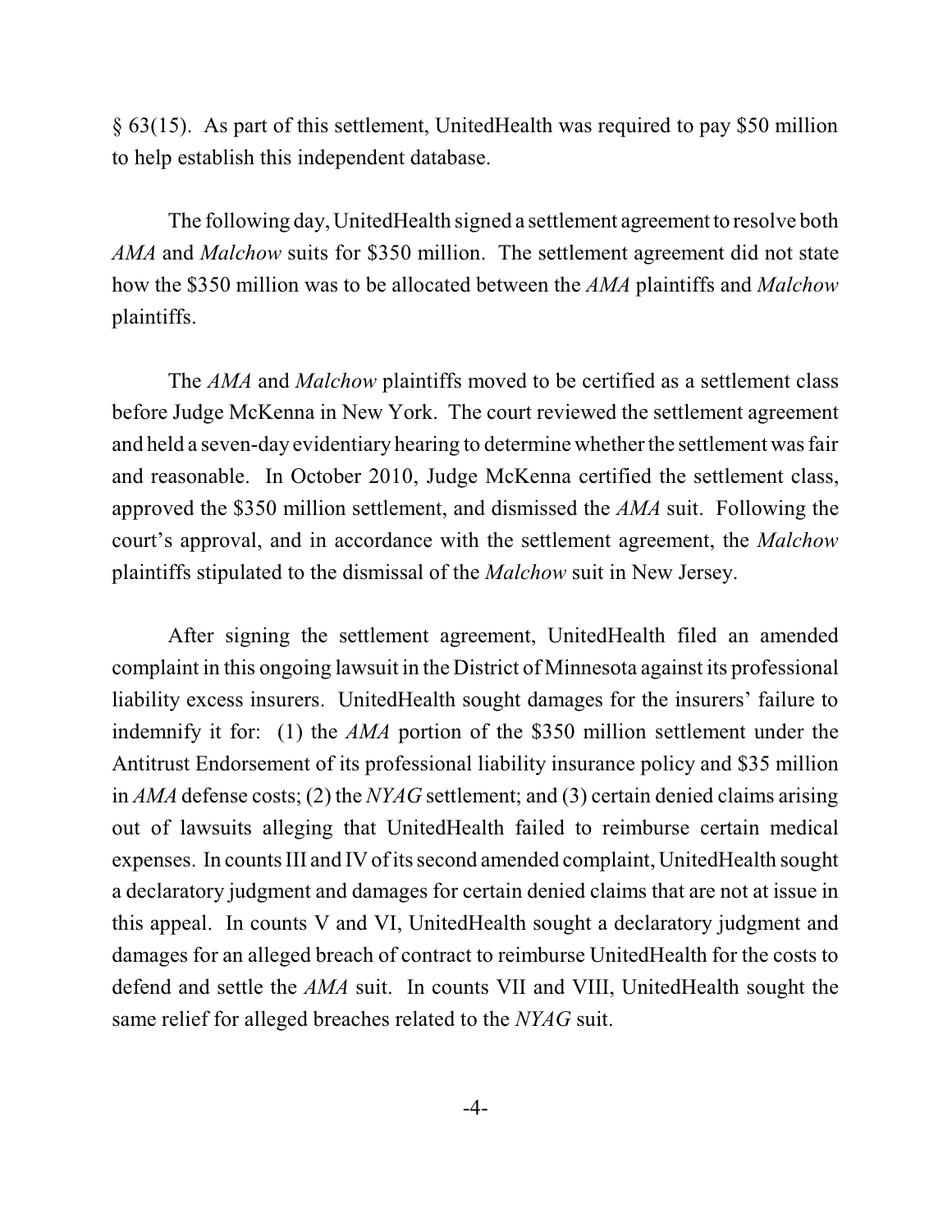§ 63(15). As part of this settlement, UnitedHealth was required to pay $50 million to help establish this independent database.

The following day, UnitedHealth signed a settlement agreement to resolve both *AMA* and *Malchow* suits for $350 million. The settlement agreement did not state how the $350 million was to be allocated between the *AMA* plaintiffs and *Malchow* plaintiffs.

The *AMA* and *Malchow* plaintiffs moved to be certified as a settlement class before Judge McKenna in New York. The court reviewed the settlement agreement and held a seven-day evidentiary hearing to determine whether the settlement was fair and reasonable. In October 2010, Judge McKenna certified the settlement class, approved the $350 million settlement, and dismissed the *AMA* suit. Following the court's approval, and in accordance with the settlement agreement, the *Malchow* plaintiffs stipulated to the dismissal of the *Malchow* suit in New Jersey.

After signing the settlement agreement, UnitedHealth filed an amended complaint in this ongoing lawsuit in the District of Minnesota against its professional liability excess insurers. UnitedHealth sought damages for the insurers' failure to indemnify it for: (1) the *AMA* portion of the $350 million settlement under the Antitrust Endorsement of its professional liability insurance policy and $35 million in *AMA* defense costs; (2) the *NYAG* settlement; and (3) certain denied claims arising out of lawsuits alleging that UnitedHealth failed to reimburse certain medical expenses. In counts III and IV of its second amended complaint, UnitedHealth sought a declaratory judgment and damages for certain denied claims that are not at issue in this appeal. In counts V and VI, UnitedHealth sought a declaratory judgment and damages for an alleged breach of contract to reimburse UnitedHealth for the costs to defend and settle the *AMA* suit. In counts VII and VIII, UnitedHealth sought the same relief for alleged breaches related to the *NYAG* suit.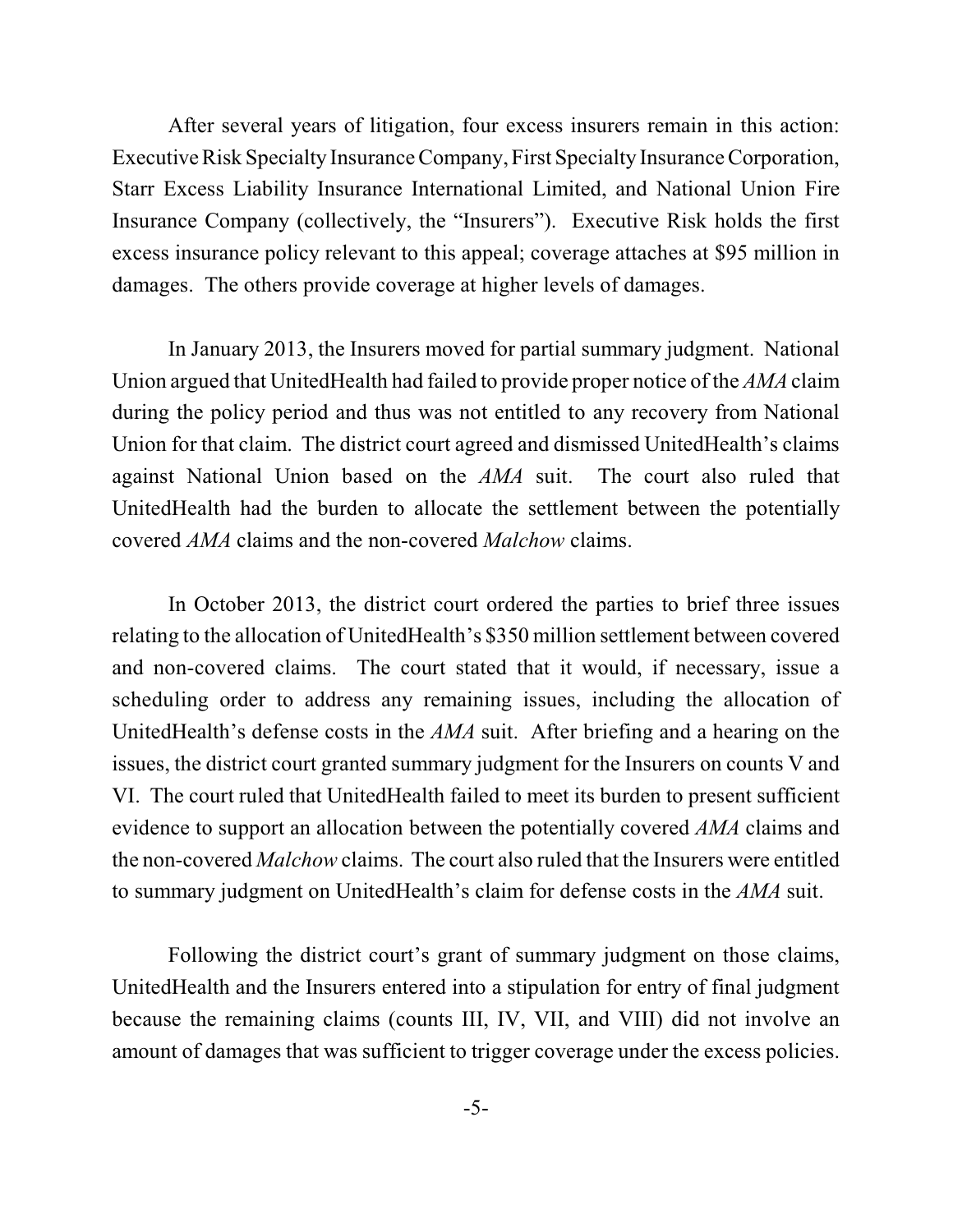After several years of litigation, four excess insurers remain in this action: Executive Risk Specialty Insurance Company, First Specialty Insurance Corporation, Starr Excess Liability Insurance International Limited, and National Union Fire Insurance Company (collectively, the "Insurers"). Executive Risk holds the first excess insurance policy relevant to this appeal; coverage attaches at $95 million in damages. The others provide coverage at higher levels of damages.

In January 2013, the Insurers moved for partial summary judgment. National Union argued that UnitedHealth had failed to provide proper notice of the *AMA* claim during the policy period and thus was not entitled to any recovery from National Union for that claim. The district court agreed and dismissed UnitedHealth's claims against National Union based on the *AMA* suit. The court also ruled that UnitedHealth had the burden to allocate the settlement between the potentially covered *AMA* claims and the non-covered *Malchow* claims.

In October 2013, the district court ordered the parties to brief three issues relating to the allocation of UnitedHealth's $350 million settlement between covered and non-covered claims. The court stated that it would, if necessary, issue a scheduling order to address any remaining issues, including the allocation of UnitedHealth's defense costs in the *AMA* suit. After briefing and a hearing on the issues, the district court granted summary judgment for the Insurers on counts V and VI. The court ruled that UnitedHealth failed to meet its burden to present sufficient evidence to support an allocation between the potentially covered *AMA* claims and the non-covered *Malchow* claims. The court also ruled that the Insurers were entitled to summary judgment on UnitedHealth's claim for defense costs in the *AMA* suit.

Following the district court's grant of summary judgment on those claims, UnitedHealth and the Insurers entered into a stipulation for entry of final judgment because the remaining claims (counts III, IV, VII, and VIII) did not involve an amount of damages that was sufficient to trigger coverage under the excess policies.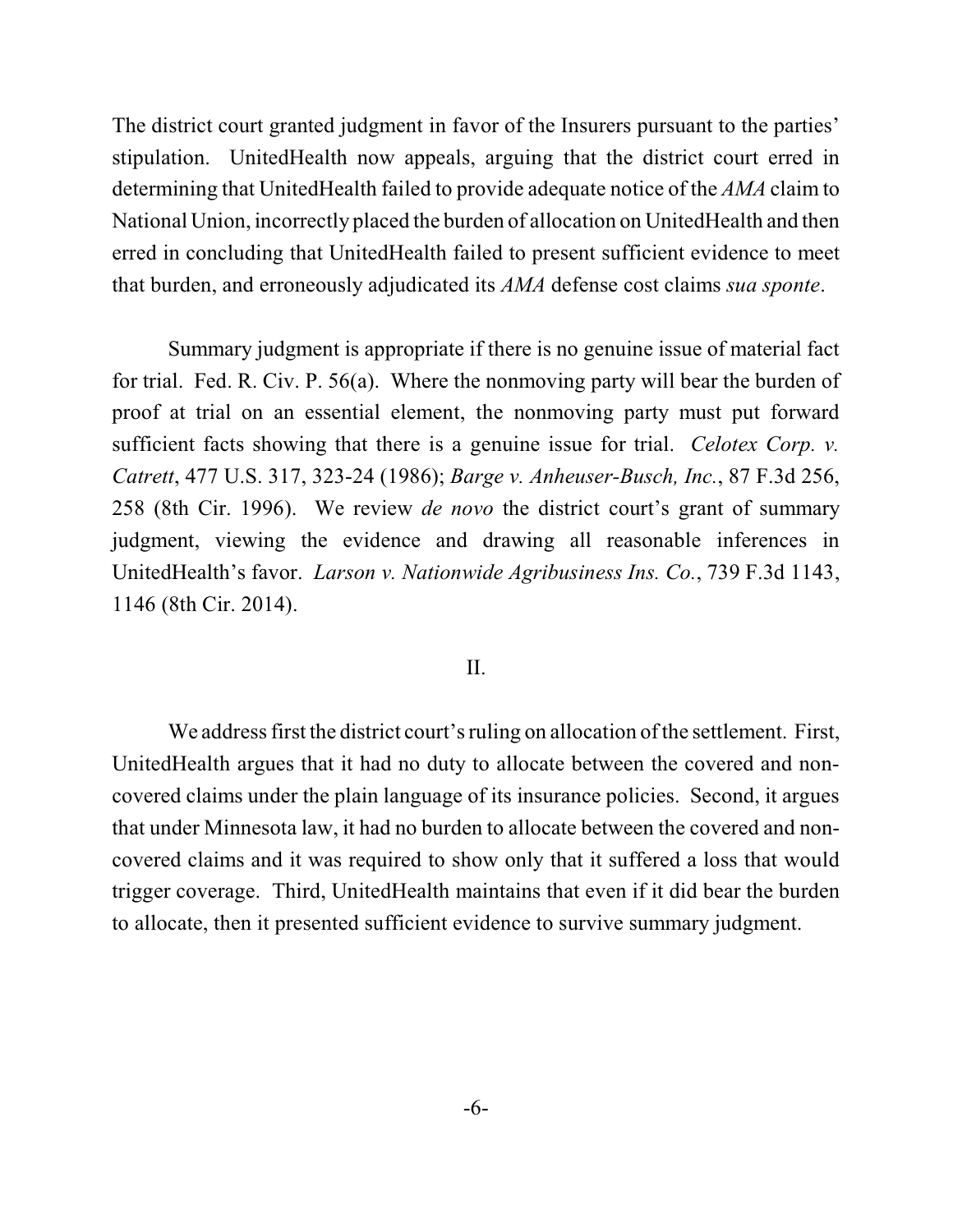The district court granted judgment in favor of the Insurers pursuant to the parties' stipulation. UnitedHealth now appeals, arguing that the district court erred in determining that UnitedHealth failed to provide adequate notice of the *AMA* claim to National Union, incorrectly placed the burden of allocation on UnitedHealth and then erred in concluding that UnitedHealth failed to present sufficient evidence to meet that burden, and erroneously adjudicated its *AMA* defense cost claims *sua sponte*.

Summary judgment is appropriate if there is no genuine issue of material fact for trial. Fed. R. Civ. P. 56(a). Where the nonmoving party will bear the burden of proof at trial on an essential element, the nonmoving party must put forward sufficient facts showing that there is a genuine issue for trial. *Celotex Corp. v. Catrett*, 477 U.S. 317, 323-24 (1986); *Barge v. Anheuser-Busch, Inc.*, 87 F.3d 256, 258 (8th Cir. 1996). We review *de novo* the district court's grant of summary judgment, viewing the evidence and drawing all reasonable inferences in UnitedHealth's favor. *Larson v. Nationwide Agribusiness Ins. Co.*, 739 F.3d 1143, 1146 (8th Cir. 2014).

## II.

We address first the district court's ruling on allocation of the settlement. First, UnitedHealth argues that it had no duty to allocate between the covered and non-covered claims under the plain language of its insurance policies. Second, it argues that under Minnesota law, it had no burden to allocate between the covered and non-covered claims and it was required to show only that it suffered a loss that would trigger coverage. Third, UnitedHealth maintains that even if it did bear the burden to allocate, then it presented sufficient evidence to survive summary judgment.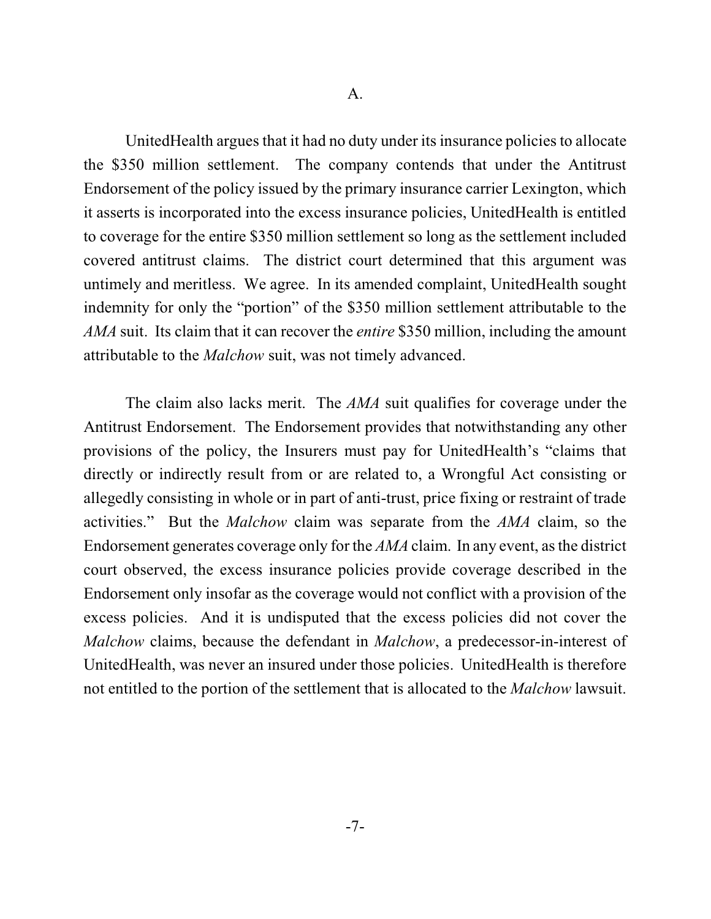## A.

UnitedHealth argues that it had no duty under its insurance policies to allocate the \$350 million settlement. The company contends that under the Antitrust Endorsement of the policy issued by the primary insurance carrier Lexington, which it asserts is incorporated into the excess insurance policies, UnitedHealth is entitled to coverage for the entire \$350 million settlement so long as the settlement included covered antitrust claims. The district court determined that this argument was untimely and meritless. We agree. In its amended complaint, UnitedHealth sought indemnity for only the "portion" of the \$350 million settlement attributable to the *AMA* suit. Its claim that it can recover the *entire* \$350 million, including the amount attributable to the *Malchow* suit, was not timely advanced.

The claim also lacks merit. The *AMA* suit qualifies for coverage under the Antitrust Endorsement. The Endorsement provides that notwithstanding any other provisions of the policy, the Insurers must pay for UnitedHealth's "claims that directly or indirectly result from or are related to, a Wrongful Act consisting or allegedly consisting in whole or in part of anti-trust, price fixing or restraint of trade activities." But the *Malchow* claim was separate from the *AMA* claim, so the Endorsement generates coverage only for the *AMA* claim. In any event, as the district court observed, the excess insurance policies provide coverage described in the Endorsement only insofar as the coverage would not conflict with a provision of the excess policies. And it is undisputed that the excess policies did not cover the *Malchow* claims, because the defendant in *Malchow*, a predecessor-in-interest of UnitedHealth, was never an insured under those policies. UnitedHealth is therefore not entitled to the portion of the settlement that is allocated to the *Malchow* lawsuit.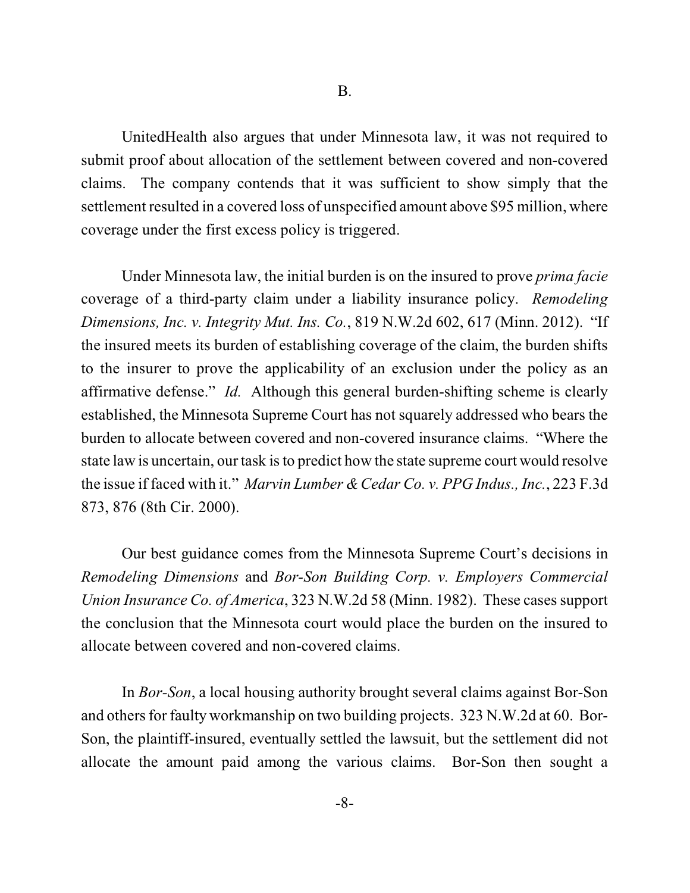B.

UnitedHealth also argues that under Minnesota law, it was not required to submit proof about allocation of the settlement between covered and non-covered claims. The company contends that it was sufficient to show simply that the settlement resulted in a covered loss of unspecified amount above $95 million, where coverage under the first excess policy is triggered.

Under Minnesota law, the initial burden is on the insured to prove *prima facie* coverage of a third-party claim under a liability insurance policy. *Remodeling Dimensions, Inc. v. Integrity Mut. Ins. Co.*, 819 N.W.2d 602, 617 (Minn. 2012). "If the insured meets its burden of establishing coverage of the claim, the burden shifts to the insurer to prove the applicability of an exclusion under the policy as an affirmative defense." *Id.* Although this general burden-shifting scheme is clearly established, the Minnesota Supreme Court has not squarely addressed who bears the burden to allocate between covered and non-covered insurance claims. "Where the state law is uncertain, our task is to predict how the state supreme court would resolve the issue if faced with it." *Marvin Lumber & Cedar Co. v. PPG Indus., Inc.*, 223 F.3d 873, 876 (8th Cir. 2000).

Our best guidance comes from the Minnesota Supreme Court's decisions in *Remodeling Dimensions* and *Bor-Son Building Corp. v. Employers Commercial Union Insurance Co. of America*, 323 N.W.2d 58 (Minn. 1982). These cases support the conclusion that the Minnesota court would place the burden on the insured to allocate between covered and non-covered claims.

In *Bor-Son*, a local housing authority brought several claims against Bor-Son and others for faulty workmanship on two building projects. 323 N.W.2d at 60. Bor-Son, the plaintiff-insured, eventually settled the lawsuit, but the settlement did not allocate the amount paid among the various claims. Bor-Son then sought a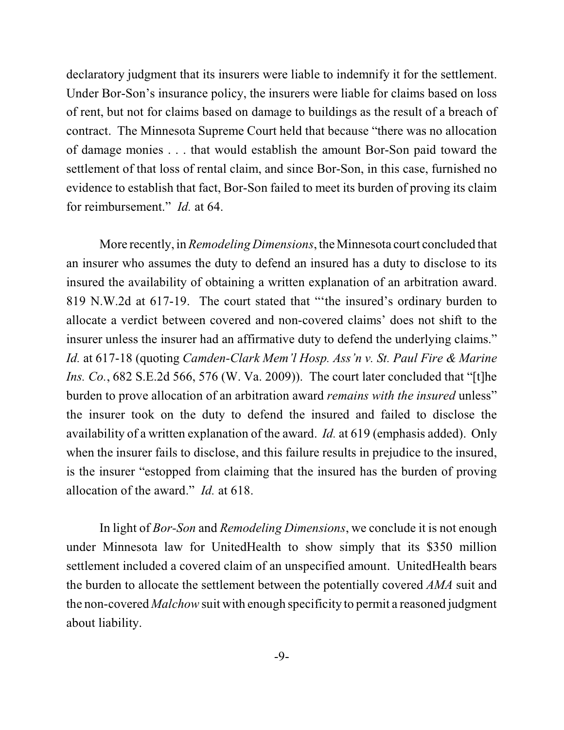declaratory judgment that its insurers were liable to indemnify it for the settlement. Under Bor-Son's insurance policy, the insurers were liable for claims based on loss of rent, but not for claims based on damage to buildings as the result of a breach of contract. The Minnesota Supreme Court held that because "there was no allocation of damage monies . . . that would establish the amount Bor-Son paid toward the settlement of that loss of rental claim, and since Bor-Son, in this case, furnished no evidence to establish that fact, Bor-Son failed to meet its burden of proving its claim for reimbursement." *Id.* at 64.

More recently, in *Remodeling Dimensions*, the Minnesota court concluded that an insurer who assumes the duty to defend an insured has a duty to disclose to its insured the availability of obtaining a written explanation of an arbitration award. 819 N.W.2d at 617-19. The court stated that "'the insured's ordinary burden to allocate a verdict between covered and non-covered claims' does not shift to the insurer unless the insurer had an affirmative duty to defend the underlying claims." *Id.* at 617-18 (quoting *Camden-Clark Mem'l Hosp. Ass'n v. St. Paul Fire & Marine Ins. Co.*, 682 S.E.2d 566, 576 (W. Va. 2009)). The court later concluded that "[t]he burden to prove allocation of an arbitration award *remains with the insured* unless" the insurer took on the duty to defend the insured and failed to disclose the availability of a written explanation of the award. *Id.* at 619 (emphasis added). Only when the insurer fails to disclose, and this failure results in prejudice to the insured, is the insurer "estopped from claiming that the insured has the burden of proving allocation of the award." *Id.* at 618.

In light of *Bor-Son* and *Remodeling Dimensions*, we conclude it is not enough under Minnesota law for UnitedHealth to show simply that its $350 million settlement included a covered claim of an unspecified amount. UnitedHealth bears the burden to allocate the settlement between the potentially covered *AMA* suit and the non-covered *Malchow* suit with enough specificity to permit a reasoned judgment about liability.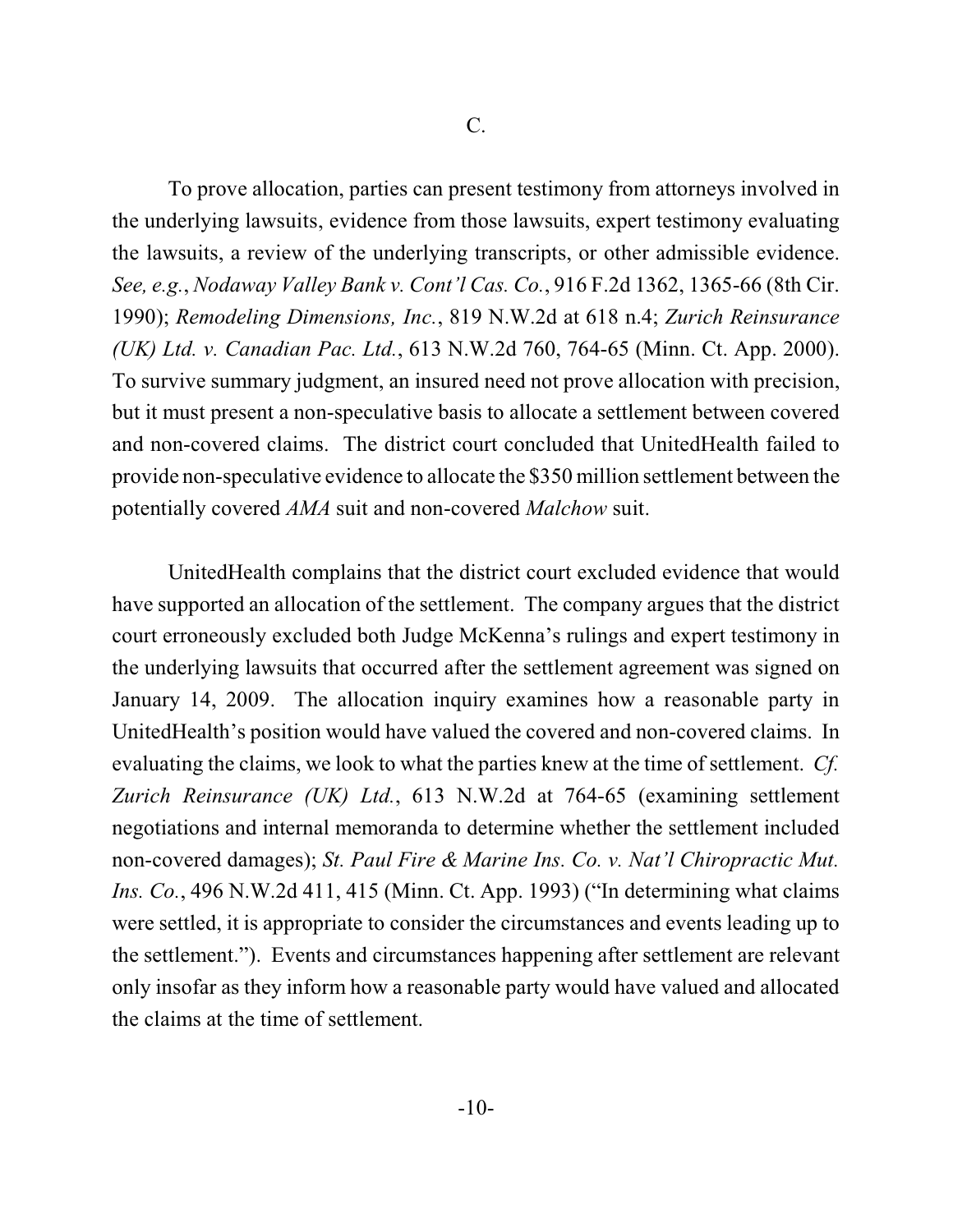C.

To prove allocation, parties can present testimony from attorneys involved in the underlying lawsuits, evidence from those lawsuits, expert testimony evaluating the lawsuits, a review of the underlying transcripts, or other admissible evidence. *See, e.g.*, *Nodaway Valley Bank v. Cont'l Cas. Co.*, 916 F.2d 1362, 1365-66 (8th Cir. 1990); *Remodeling Dimensions, Inc.*, 819 N.W.2d at 618 n.4; *Zurich Reinsurance (UK) Ltd. v. Canadian Pac. Ltd.*, 613 N.W.2d 760, 764-65 (Minn. Ct. App. 2000). To survive summary judgment, an insured need not prove allocation with precision, but it must present a non-speculative basis to allocate a settlement between covered and non-covered claims. The district court concluded that UnitedHealth failed to provide non-speculative evidence to allocate the $350 million settlement between the potentially covered *AMA* suit and non-covered *Malchow* suit.

UnitedHealth complains that the district court excluded evidence that would have supported an allocation of the settlement. The company argues that the district court erroneously excluded both Judge McKenna's rulings and expert testimony in the underlying lawsuits that occurred after the settlement agreement was signed on January 14, 2009. The allocation inquiry examines how a reasonable party in UnitedHealth's position would have valued the covered and non-covered claims. In evaluating the claims, we look to what the parties knew at the time of settlement. *Cf. Zurich Reinsurance (UK) Ltd.*, 613 N.W.2d at 764-65 (examining settlement negotiations and internal memoranda to determine whether the settlement included non-covered damages); *St. Paul Fire & Marine Ins. Co. v. Nat'l Chiropractic Mut. Ins. Co.*, 496 N.W.2d 411, 415 (Minn. Ct. App. 1993) ("In determining what claims were settled, it is appropriate to consider the circumstances and events leading up to the settlement."). Events and circumstances happening after settlement are relevant only insofar as they inform how a reasonable party would have valued and allocated the claims at the time of settlement.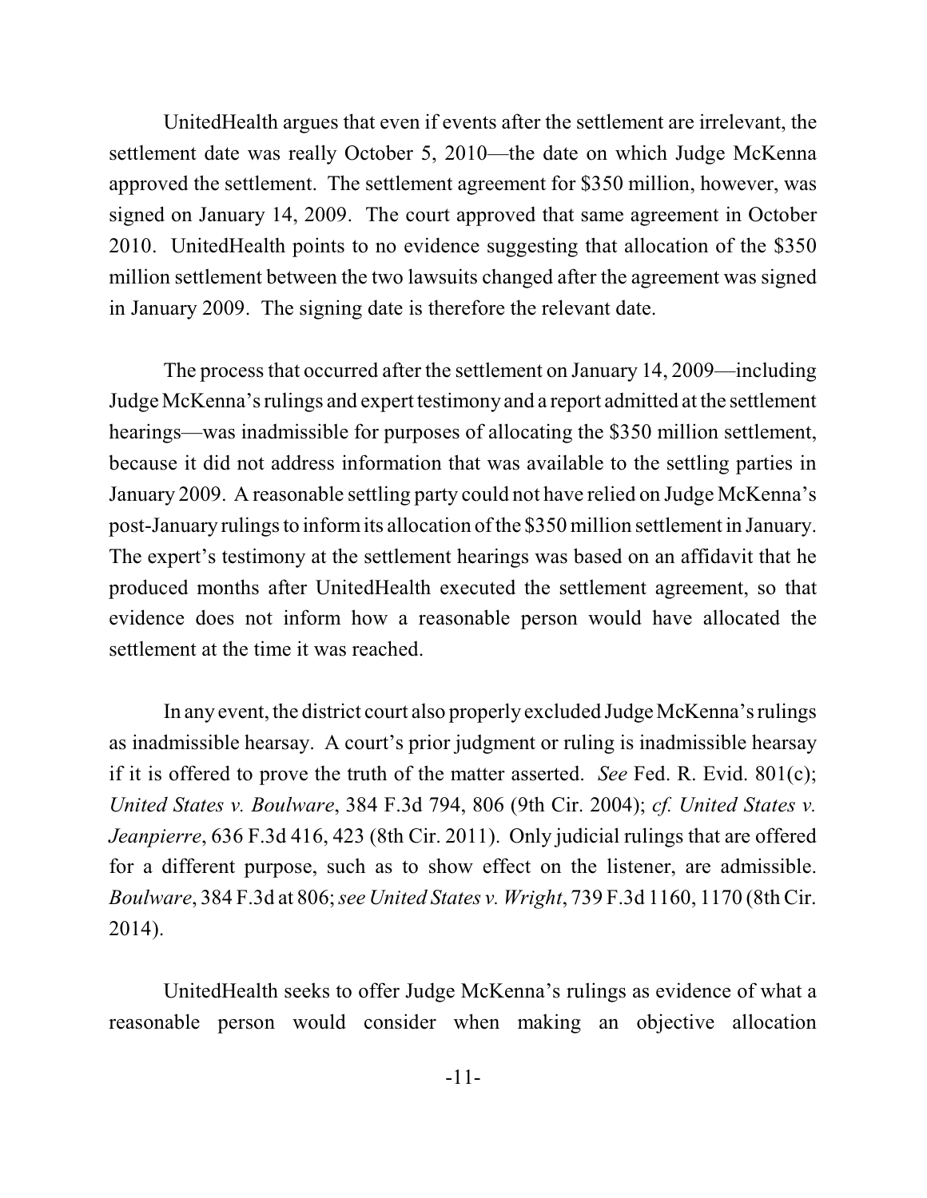UnitedHealth argues that even if events after the settlement are irrelevant, the settlement date was really October 5, 2010—the date on which Judge McKenna approved the settlement. The settlement agreement for $350 million, however, was signed on January 14, 2009. The court approved that same agreement in October 2010. UnitedHealth points to no evidence suggesting that allocation of the $350 million settlement between the two lawsuits changed after the agreement was signed in January 2009. The signing date is therefore the relevant date.

The process that occurred after the settlement on January 14, 2009—including Judge McKenna's rulings and expert testimony and a report admitted at the settlement hearings—was inadmissible for purposes of allocating the $350 million settlement, because it did not address information that was available to the settling parties in January 2009. A reasonable settling party could not have relied on Judge McKenna's post-January rulings to inform its allocation of the $350 million settlement in January. The expert's testimony at the settlement hearings was based on an affidavit that he produced months after UnitedHealth executed the settlement agreement, so that evidence does not inform how a reasonable person would have allocated the settlement at the time it was reached.

In any event, the district court also properly excluded Judge McKenna's rulings as inadmissible hearsay. A court's prior judgment or ruling is inadmissible hearsay if it is offered to prove the truth of the matter asserted. *See* Fed. R. Evid. 801(c); *United States v. Boulware*, 384 F.3d 794, 806 (9th Cir. 2004); *cf. United States v. Jeanpierre*, 636 F.3d 416, 423 (8th Cir. 2011). Only judicial rulings that are offered for a different purpose, such as to show effect on the listener, are admissible. *Boulware*, 384 F.3d at 806; *see United States v. Wright*, 739 F.3d 1160, 1170 (8th Cir. 2014).

UnitedHealth seeks to offer Judge McKenna's rulings as evidence of what a reasonable person would consider when making an objective allocation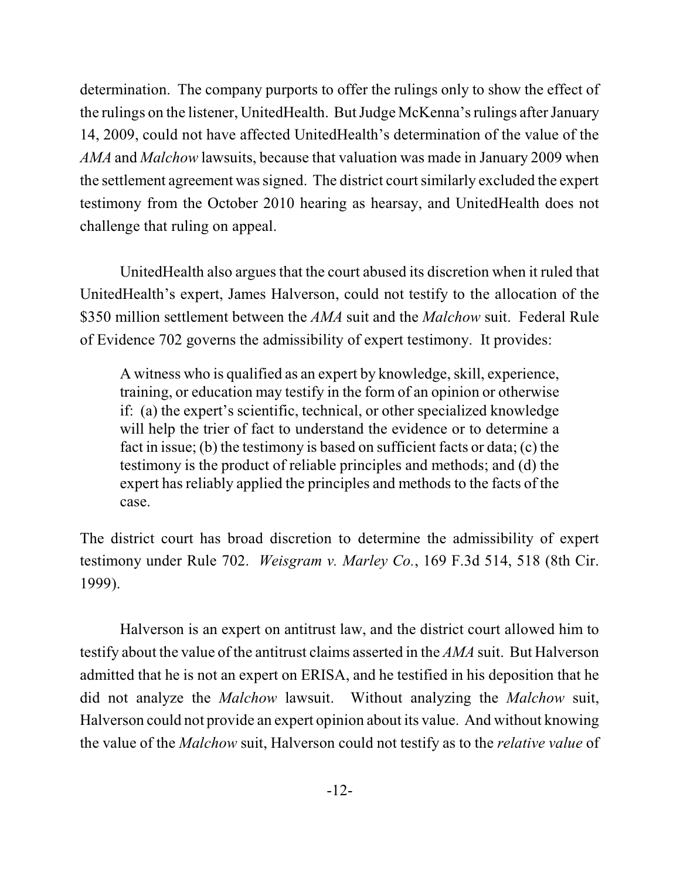determination. The company purports to offer the rulings only to show the effect of the rulings on the listener, UnitedHealth. But Judge McKenna's rulings after January 14, 2009, could not have affected UnitedHealth's determination of the value of the *AMA* and *Malchow* lawsuits, because that valuation was made in January 2009 when the settlement agreement was signed. The district court similarly excluded the expert testimony from the October 2010 hearing as hearsay, and UnitedHealth does not challenge that ruling on appeal.

UnitedHealth also argues that the court abused its discretion when it ruled that UnitedHealth's expert, James Halverson, could not testify to the allocation of the $350 million settlement between the *AMA* suit and the *Malchow* suit. Federal Rule of Evidence 702 governs the admissibility of expert testimony. It provides:

> A witness who is qualified as an expert by knowledge, skill, experience, training, or education may testify in the form of an opinion or otherwise if: (a) the expert's scientific, technical, or other specialized knowledge will help the trier of fact to understand the evidence or to determine a fact in issue; (b) the testimony is based on sufficient facts or data; (c) the testimony is the product of reliable principles and methods; and (d) the expert has reliably applied the principles and methods to the facts of the case.

The district court has broad discretion to determine the admissibility of expert testimony under Rule 702. *Weisgram v. Marley Co.*, 169 F.3d 514, 518 (8th Cir. 1999).

Halverson is an expert on antitrust law, and the district court allowed him to testify about the value of the antitrust claims asserted in the *AMA* suit. But Halverson admitted that he is not an expert on ERISA, and he testified in his deposition that he did not analyze the *Malchow* lawsuit. Without analyzing the *Malchow* suit, Halverson could not provide an expert opinion about its value. And without knowing the value of the *Malchow* suit, Halverson could not testify as to the *relative value* of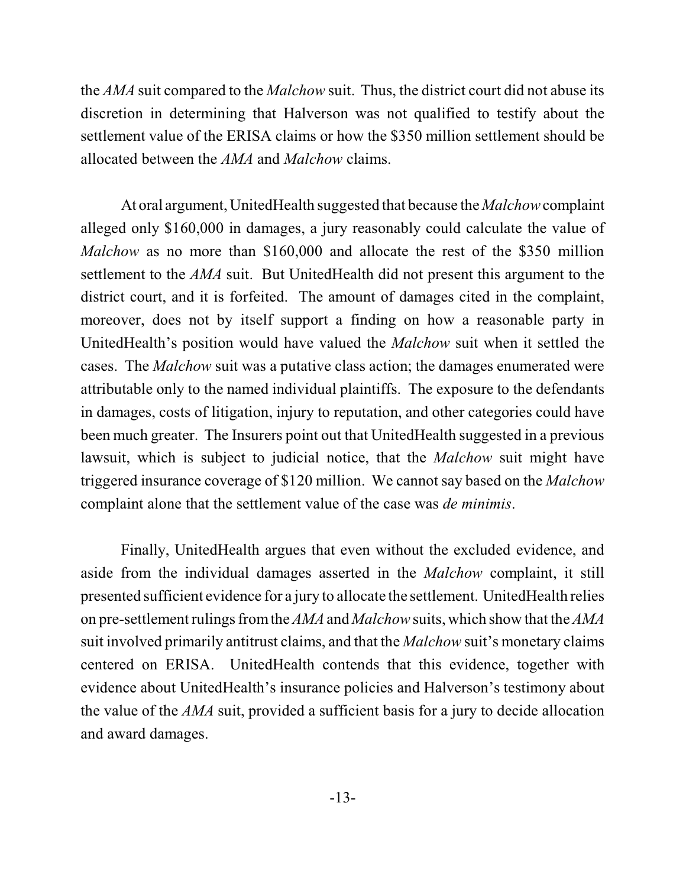the *AMA* suit compared to the *Malchow* suit. Thus, the district court did not abuse its discretion in determining that Halverson was not qualified to testify about the settlement value of the ERISA claims or how the $350 million settlement should be allocated between the *AMA* and *Malchow* claims.

At oral argument, UnitedHealth suggested that because the *Malchow* complaint alleged only $160,000 in damages, a jury reasonably could calculate the value of *Malchow* as no more than $160,000 and allocate the rest of the $350 million settlement to the *AMA* suit. But UnitedHealth did not present this argument to the district court, and it is forfeited. The amount of damages cited in the complaint, moreover, does not by itself support a finding on how a reasonable party in UnitedHealth's position would have valued the *Malchow* suit when it settled the cases. The *Malchow* suit was a putative class action; the damages enumerated were attributable only to the named individual plaintiffs. The exposure to the defendants in damages, costs of litigation, injury to reputation, and other categories could have been much greater. The Insurers point out that UnitedHealth suggested in a previous lawsuit, which is subject to judicial notice, that the *Malchow* suit might have triggered insurance coverage of $120 million. We cannot say based on the *Malchow* complaint alone that the settlement value of the case was *de minimis*.

Finally, UnitedHealth argues that even without the excluded evidence, and aside from the individual damages asserted in the *Malchow* complaint, it still presented sufficient evidence for a jury to allocate the settlement. UnitedHealth relies on pre-settlement rulings from the *AMA* and *Malchow* suits, which show that the *AMA* suit involved primarily antitrust claims, and that the *Malchow* suit's monetary claims centered on ERISA. UnitedHealth contends that this evidence, together with evidence about UnitedHealth's insurance policies and Halverson's testimony about the value of the *AMA* suit, provided a sufficient basis for a jury to decide allocation and award damages.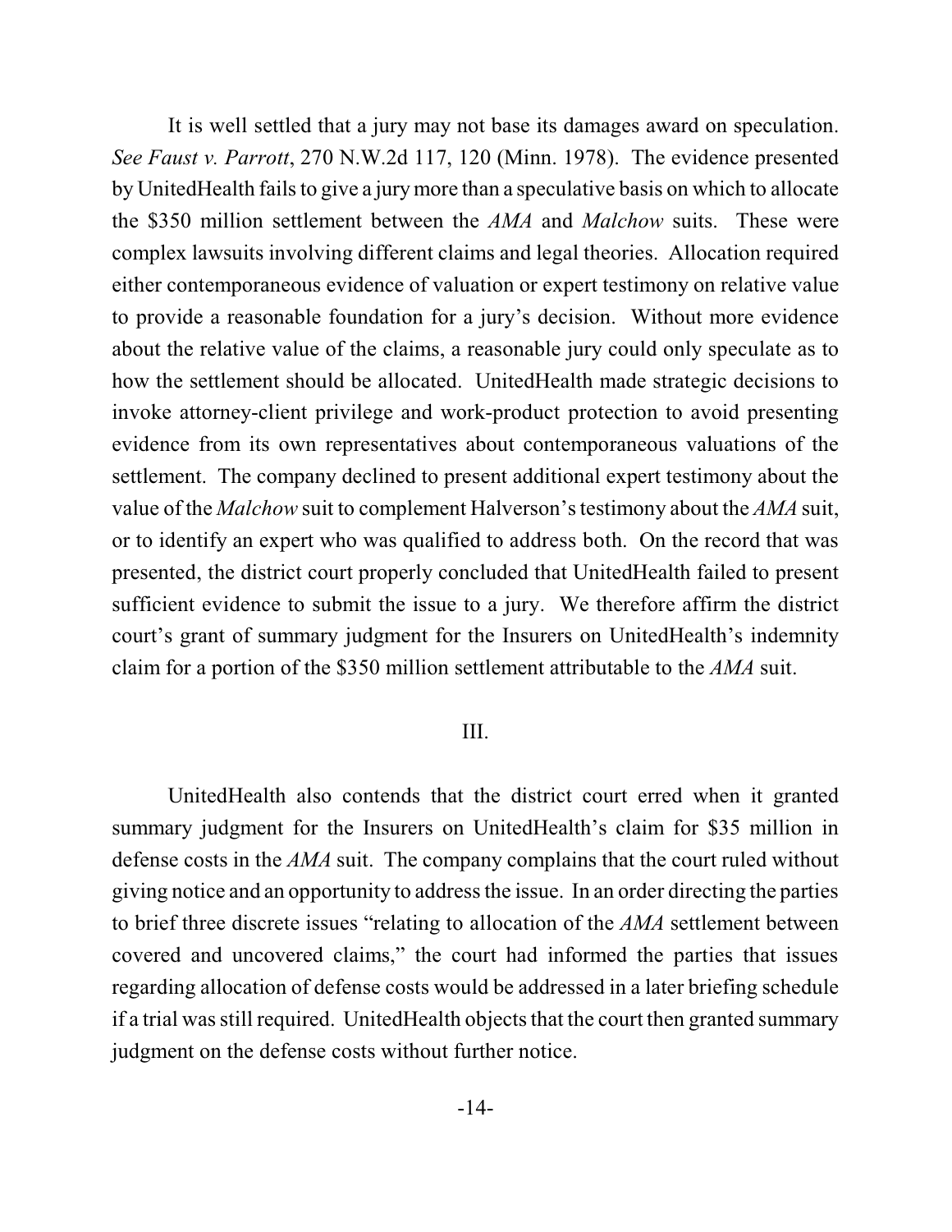It is well settled that a jury may not base its damages award on speculation. *See Faust v. Parrott*, 270 N.W.2d 117, 120 (Minn. 1978). The evidence presented by UnitedHealth fails to give a jury more than a speculative basis on which to allocate the $350 million settlement between the *AMA* and *Malchow* suits. These were complex lawsuits involving different claims and legal theories. Allocation required either contemporaneous evidence of valuation or expert testimony on relative value to provide a reasonable foundation for a jury's decision. Without more evidence about the relative value of the claims, a reasonable jury could only speculate as to how the settlement should be allocated. UnitedHealth made strategic decisions to invoke attorney-client privilege and work-product protection to avoid presenting evidence from its own representatives about contemporaneous valuations of the settlement. The company declined to present additional expert testimony about the value of the *Malchow* suit to complement Halverson's testimony about the *AMA* suit, or to identify an expert who was qualified to address both. On the record that was presented, the district court properly concluded that UnitedHealth failed to present sufficient evidence to submit the issue to a jury. We therefore affirm the district court's grant of summary judgment for the Insurers on UnitedHealth's indemnity claim for a portion of the $350 million settlement attributable to the *AMA* suit.

## III.

UnitedHealth also contends that the district court erred when it granted summary judgment for the Insurers on UnitedHealth's claim for $35 million in defense costs in the *AMA* suit. The company complains that the court ruled without giving notice and an opportunity to address the issue. In an order directing the parties to brief three discrete issues "relating to allocation of the *AMA* settlement between covered and uncovered claims," the court had informed the parties that issues regarding allocation of defense costs would be addressed in a later briefing schedule if a trial was still required. UnitedHealth objects that the court then granted summary judgment on the defense costs without further notice.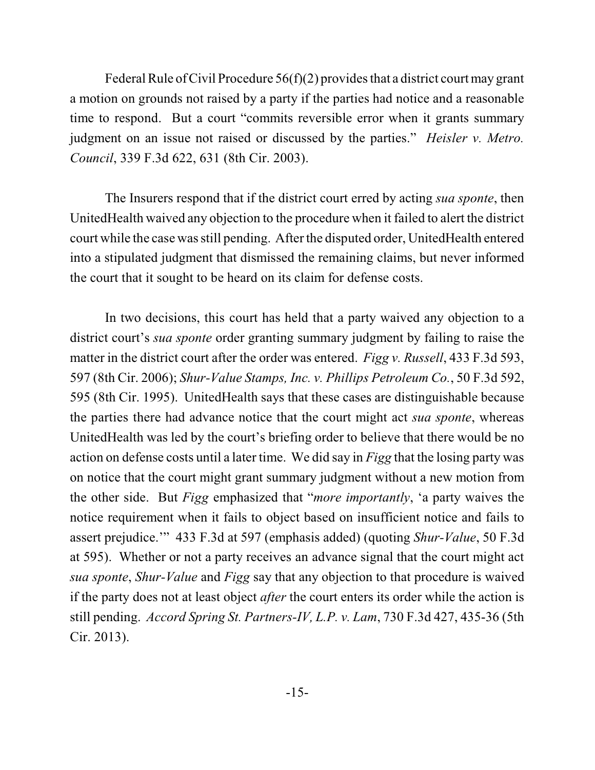Federal Rule of Civil Procedure 56(f)(2) provides that a district court may grant a motion on grounds not raised by a party if the parties had notice and a reasonable time to respond. But a court "commits reversible error when it grants summary judgment on an issue not raised or discussed by the parties." *Heisler v. Metro. Council*, 339 F.3d 622, 631 (8th Cir. 2003).

The Insurers respond that if the district court erred by acting *sua sponte*, then UnitedHealth waived any objection to the procedure when it failed to alert the district court while the case was still pending. After the disputed order, UnitedHealth entered into a stipulated judgment that dismissed the remaining claims, but never informed the court that it sought to be heard on its claim for defense costs.

In two decisions, this court has held that a party waived any objection to a district court's *sua sponte* order granting summary judgment by failing to raise the matter in the district court after the order was entered. *Figg v. Russell*, 433 F.3d 593, 597 (8th Cir. 2006); *Shur-Value Stamps, Inc. v. Phillips Petroleum Co.*, 50 F.3d 592, 595 (8th Cir. 1995). UnitedHealth says that these cases are distinguishable because the parties there had advance notice that the court might act *sua sponte*, whereas UnitedHealth was led by the court's briefing order to believe that there would be no action on defense costs until a later time. We did say in *Figg* that the losing party was on notice that the court might grant summary judgment without a new motion from the other side. But *Figg* emphasized that "*more importantly*, 'a party waives the notice requirement when it fails to object based on insufficient notice and fails to assert prejudice.'" 433 F.3d at 597 (emphasis added) (quoting *Shur-Value*, 50 F.3d at 595). Whether or not a party receives an advance signal that the court might act *sua sponte*, *Shur-Value* and *Figg* say that any objection to that procedure is waived if the party does not at least object *after* the court enters its order while the action is still pending. *Accord Spring St. Partners-IV, L.P. v. Lam*, 730 F.3d 427, 435-36 (5th Cir. 2013).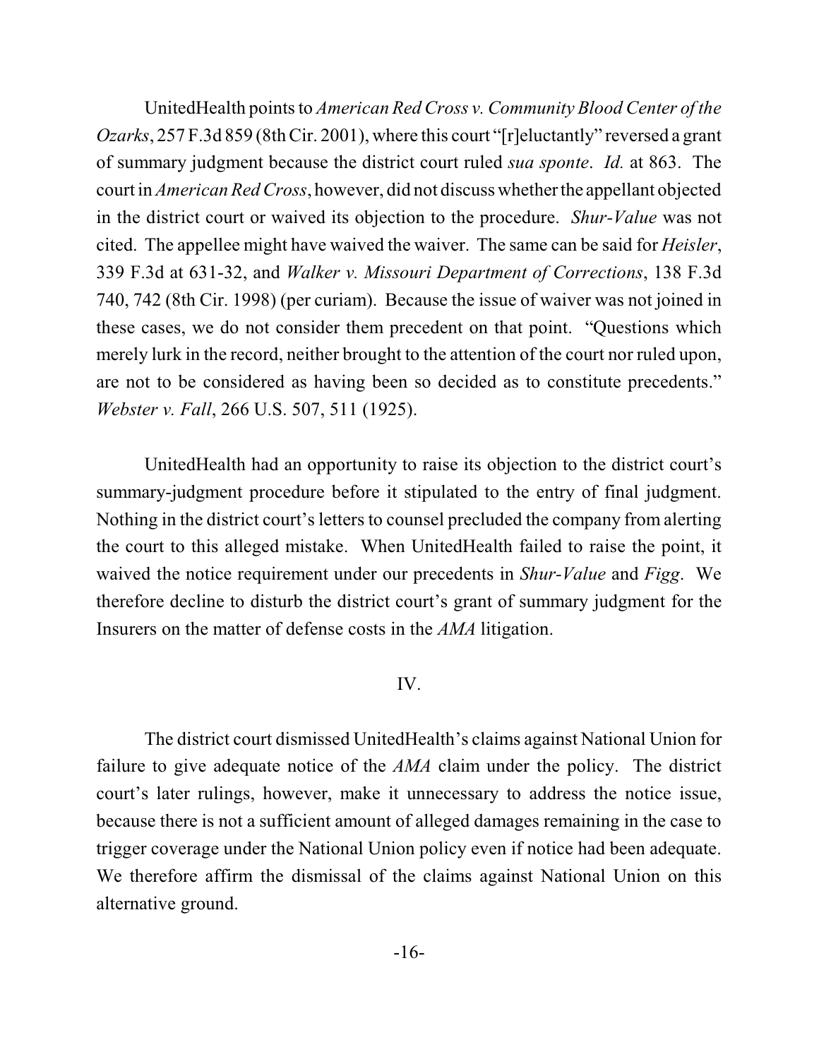UnitedHealth points to *American Red Cross v. Community Blood Center of the Ozarks*, 257 F.3d 859 (8th Cir. 2001), where this court "[r]eluctantly" reversed a grant of summary judgment because the district court ruled *sua sponte*. *Id.* at 863. The court in *American Red Cross*, however, did not discuss whether the appellant objected in the district court or waived its objection to the procedure. *Shur-Value* was not cited. The appellee might have waived the waiver. The same can be said for *Heisler*, 339 F.3d at 631-32, and *Walker v. Missouri Department of Corrections*, 138 F.3d 740, 742 (8th Cir. 1998) (per curiam). Because the issue of waiver was not joined in these cases, we do not consider them precedent on that point. "Questions which merely lurk in the record, neither brought to the attention of the court nor ruled upon, are not to be considered as having been so decided as to constitute precedents." *Webster v. Fall*, 266 U.S. 507, 511 (1925).

UnitedHealth had an opportunity to raise its objection to the district court's summary-judgment procedure before it stipulated to the entry of final judgment. Nothing in the district court's letters to counsel precluded the company from alerting the court to this alleged mistake. When UnitedHealth failed to raise the point, it waived the notice requirement under our precedents in *Shur-Value* and *Figg*. We therefore decline to disturb the district court's grant of summary judgment for the Insurers on the matter of defense costs in the *AMA* litigation.

## IV.

The district court dismissed UnitedHealth's claims against National Union for failure to give adequate notice of the *AMA* claim under the policy. The district court's later rulings, however, make it unnecessary to address the notice issue, because there is not a sufficient amount of alleged damages remaining in the case to trigger coverage under the National Union policy even if notice had been adequate. We therefore affirm the dismissal of the claims against National Union on this alternative ground.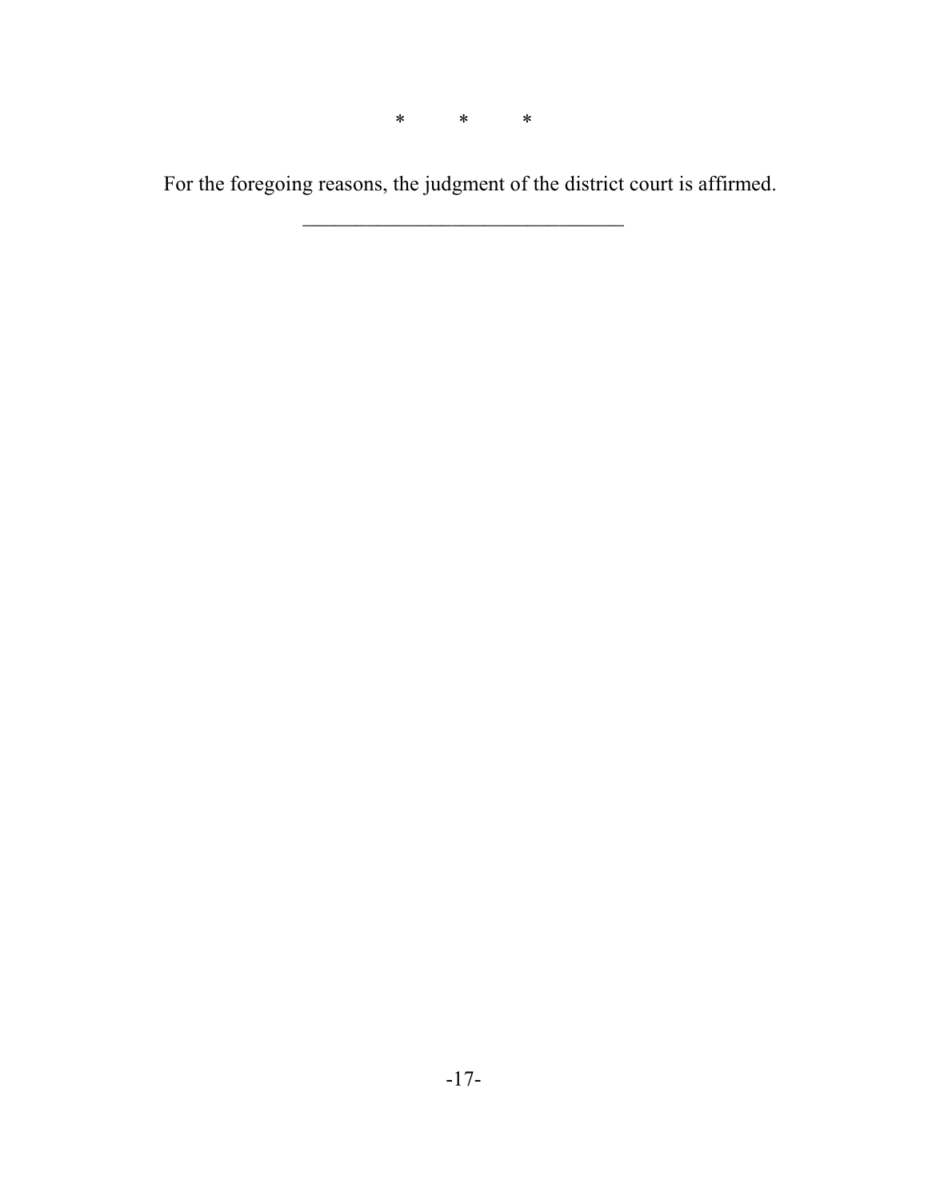\*      \*      \*

For the foregoing reasons, the judgment of the district court is affirmed.

______________________________